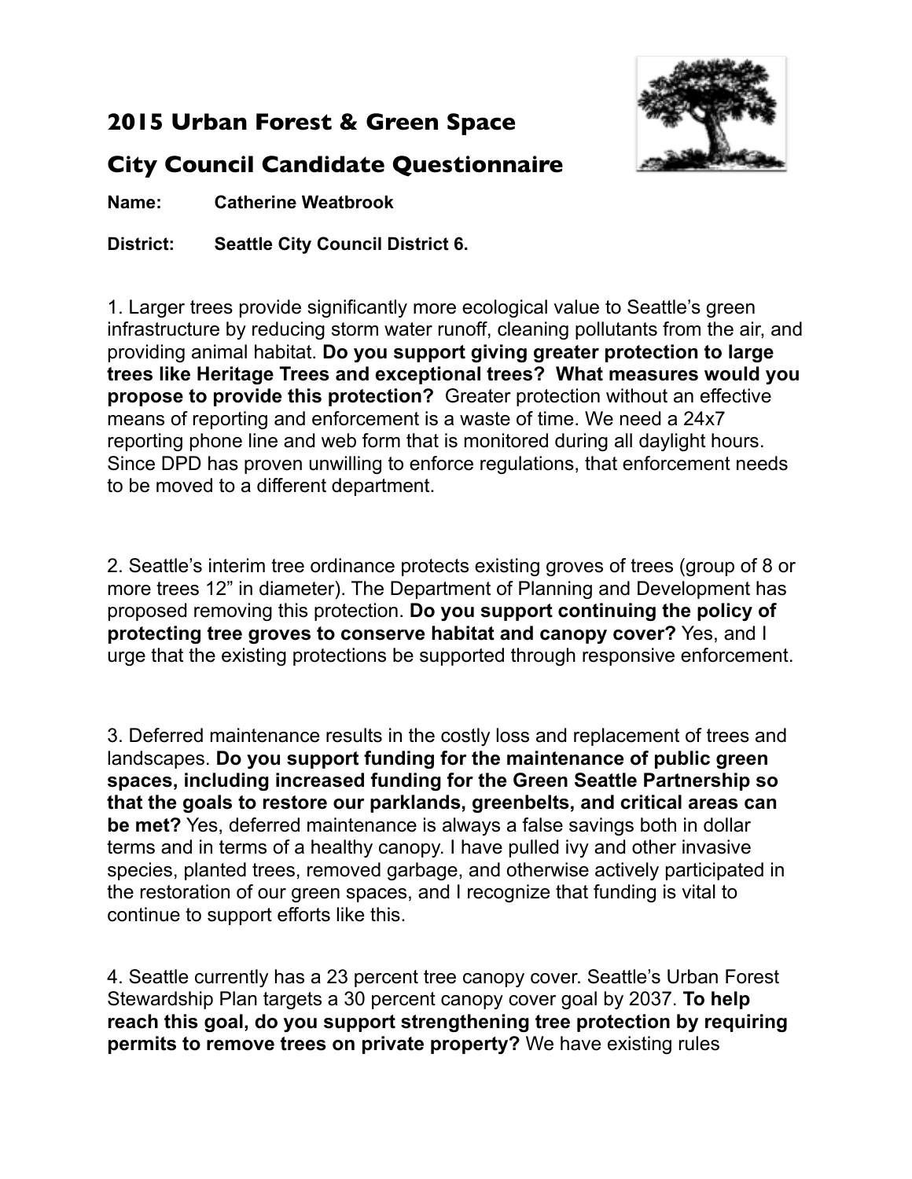## 2015 Urban Forest & Green Space

## City Council Candidate Questionnaire

**Name:** **Catherine Weatbrook**

**District:** **Seattle City Council District 6.**

1. Larger trees provide significantly more ecological value to Seattle's green infrastructure by reducing storm water runoff, cleaning pollutants from the air, and providing animal habitat. **Do you support giving greater protection to large trees like Heritage Trees and exceptional trees? What measures would you propose to provide this protection?** Greater protection without an effective means of reporting and enforcement is a waste of time. We need a 24x7 reporting phone line and web form that is monitored during all daylight hours. Since DPD has proven unwilling to enforce regulations, that enforcement needs to be moved to a different department.

2. Seattle's interim tree ordinance protects existing groves of trees (group of 8 or more trees 12" in diameter). The Department of Planning and Development has proposed removing this protection. **Do you support continuing the policy of protecting tree groves to conserve habitat and canopy cover?** Yes, and I urge that the existing protections be supported through responsive enforcement.

3. Deferred maintenance results in the costly loss and replacement of trees and landscapes. **Do you support funding for the maintenance of public green spaces, including increased funding for the Green Seattle Partnership so that the goals to restore our parklands, greenbelts, and critical areas can be met?** Yes, deferred maintenance is always a false savings both in dollar terms and in terms of a healthy canopy. I have pulled ivy and other invasive species, planted trees, removed garbage, and otherwise actively participated in the restoration of our green spaces, and I recognize that funding is vital to continue to support efforts like this.

4. Seattle currently has a 23 percent tree canopy cover. Seattle's Urban Forest Stewardship Plan targets a 30 percent canopy cover goal by 2037. **To help reach this goal, do you support strengthening tree protection by requiring permits to remove trees on private property?** We have existing rules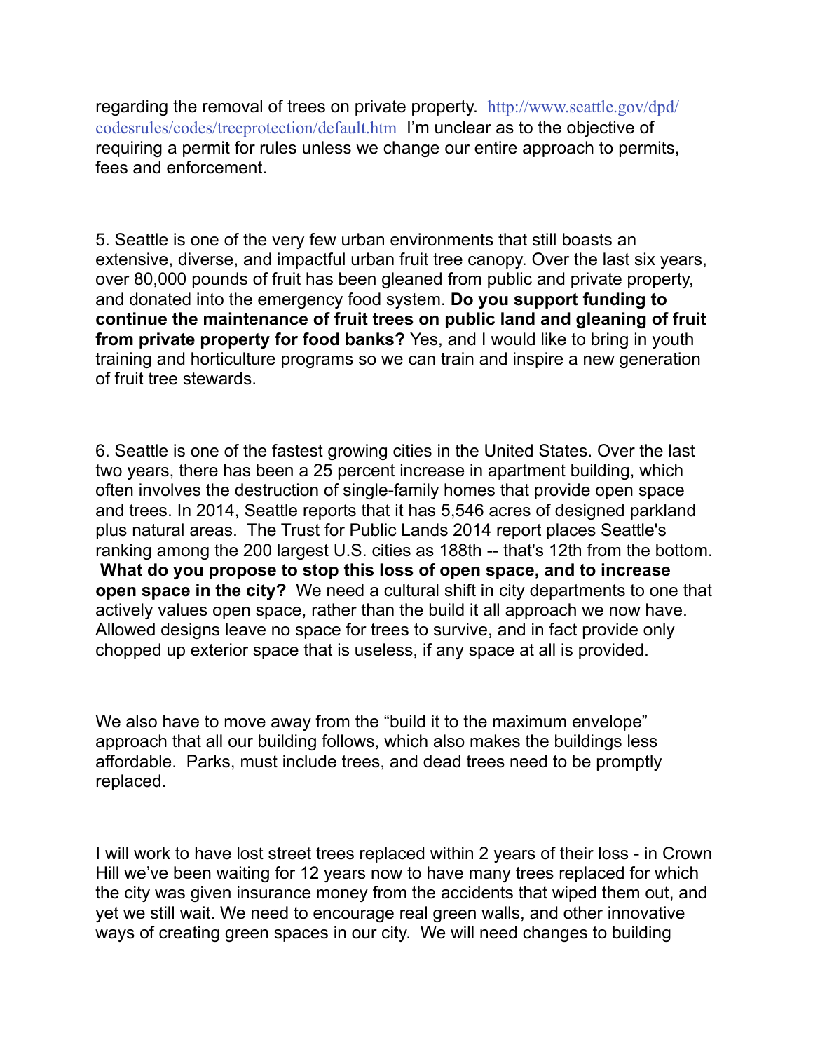regarding the removal of trees on private property. http://www.seattle.gov/dpd/codesrules/codes/treeprotection/default.htm I'm unclear as to the objective of requiring a permit for rules unless we change our entire approach to permits, fees and enforcement.

5. Seattle is one of the very few urban environments that still boasts an extensive, diverse, and impactful urban fruit tree canopy. Over the last six years, over 80,000 pounds of fruit has been gleaned from public and private property, and donated into the emergency food system. **Do you support funding to continue the maintenance of fruit trees on public land and gleaning of fruit from private property for food banks?** Yes, and I would like to bring in youth training and horticulture programs so we can train and inspire a new generation of fruit tree stewards.

6. Seattle is one of the fastest growing cities in the United States. Over the last two years, there has been a 25 percent increase in apartment building, which often involves the destruction of single-family homes that provide open space and trees. In 2014, Seattle reports that it has 5,546 acres of designed parkland plus natural areas. The Trust for Public Lands 2014 report places Seattle's ranking among the 200 largest U.S. cities as 188th -- that's 12th from the bottom. **What do you propose to stop this loss of open space, and to increase open space in the city?** We need a cultural shift in city departments to one that actively values open space, rather than the build it all approach we now have. Allowed designs leave no space for trees to survive, and in fact provide only chopped up exterior space that is useless, if any space at all is provided.

We also have to move away from the "build it to the maximum envelope" approach that all our building follows, which also makes the buildings less affordable. Parks, must include trees, and dead trees need to be promptly replaced.

I will work to have lost street trees replaced within 2 years of their loss - in Crown Hill we've been waiting for 12 years now to have many trees replaced for which the city was given insurance money from the accidents that wiped them out, and yet we still wait. We need to encourage real green walls, and other innovative ways of creating green spaces in our city. We will need changes to building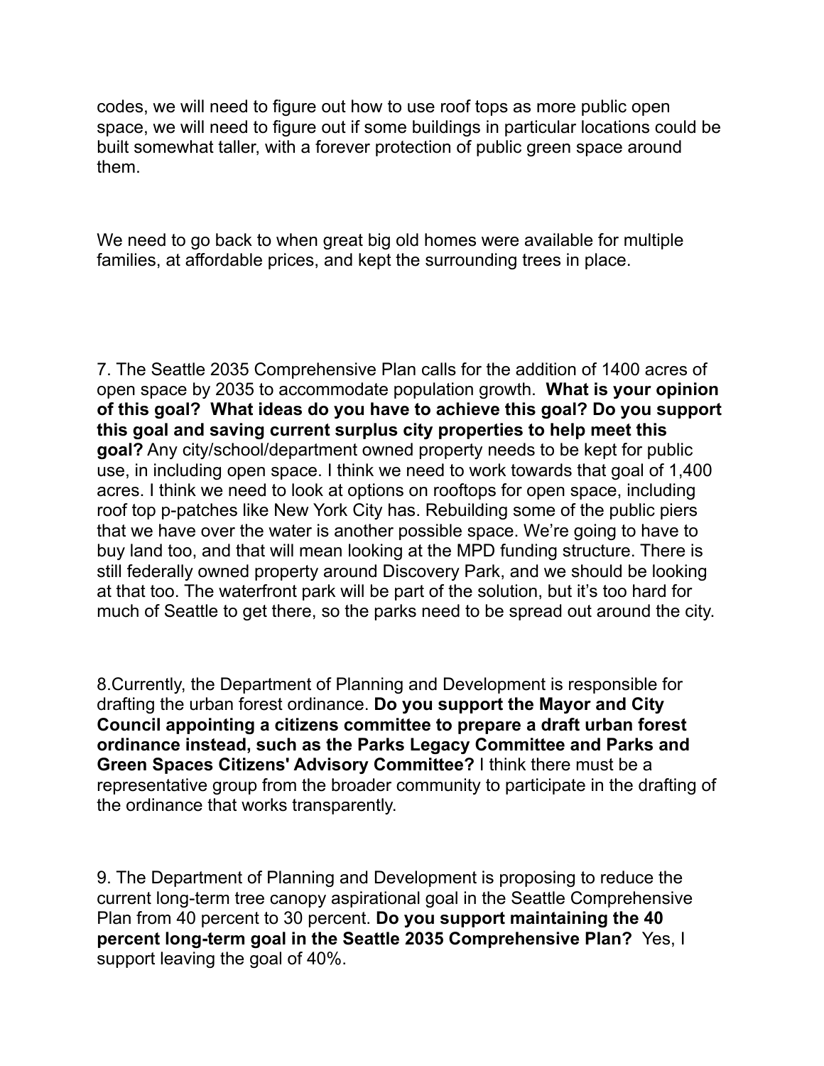codes, we will need to figure out how to use roof tops as more public open space, we will need to figure out if some buildings in particular locations could be built somewhat taller, with a forever protection of public green space around them.

We need to go back to when great big old homes were available for multiple families, at affordable prices, and kept the surrounding trees in place.

7. The Seattle 2035 Comprehensive Plan calls for the addition of 1400 acres of open space by 2035 to accommodate population growth. **What is your opinion of this goal? What ideas do you have to achieve this goal? Do you support this goal and saving current surplus city properties to help meet this goal?** Any city/school/department owned property needs to be kept for public use, in including open space. I think we need to work towards that goal of 1,400 acres. I think we need to look at options on rooftops for open space, including roof top p-patches like New York City has. Rebuilding some of the public piers that we have over the water is another possible space. We're going to have to buy land too, and that will mean looking at the MPD funding structure. There is still federally owned property around Discovery Park, and we should be looking at that too. The waterfront park will be part of the solution, but it's too hard for much of Seattle to get there, so the parks need to be spread out around the city.

8.Currently, the Department of Planning and Development is responsible for drafting the urban forest ordinance. **Do you support the Mayor and City Council appointing a citizens committee to prepare a draft urban forest ordinance instead, such as the Parks Legacy Committee and Parks and Green Spaces Citizens' Advisory Committee?** I think there must be a representative group from the broader community to participate in the drafting of the ordinance that works transparently.

9. The Department of Planning and Development is proposing to reduce the current long-term tree canopy aspirational goal in the Seattle Comprehensive Plan from 40 percent to 30 percent. **Do you support maintaining the 40 percent long-term goal in the Seattle 2035 Comprehensive Plan?** Yes, I support leaving the goal of 40%.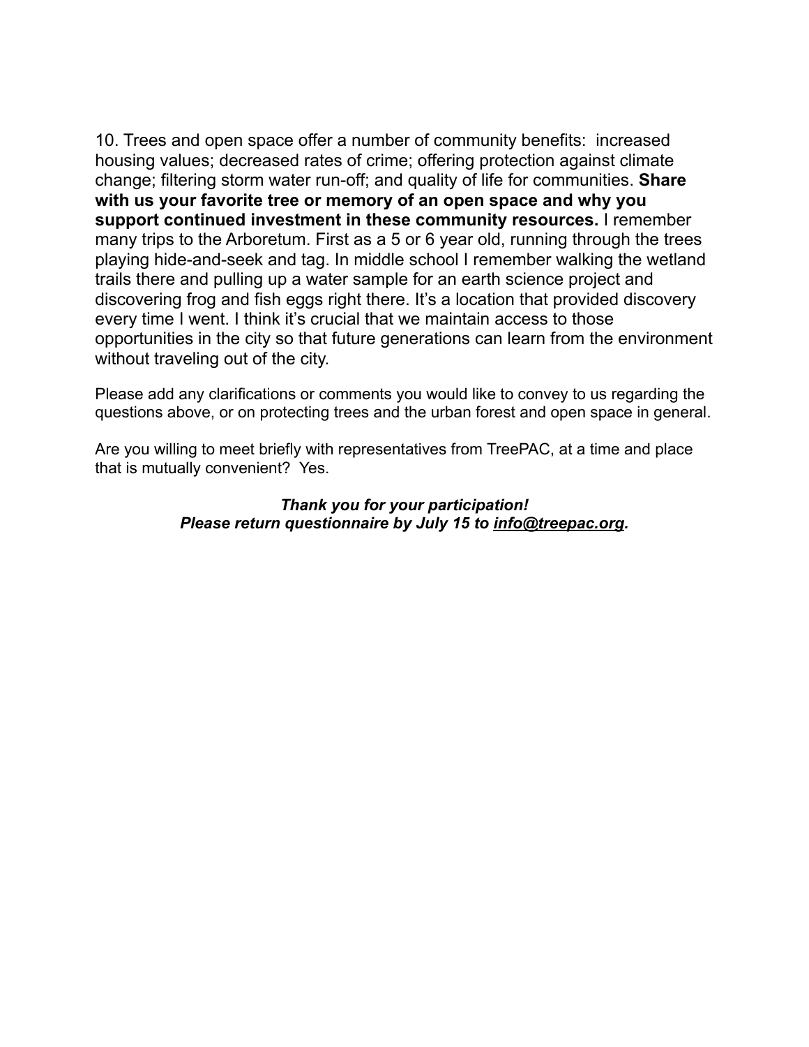10. Trees and open space offer a number of community benefits: increased housing values; decreased rates of crime; offering protection against climate change; filtering storm water run-off; and quality of life for communities. **Share with us your favorite tree or memory of an open space and why you support continued investment in these community resources.** I remember many trips to the Arboretum. First as a 5 or 6 year old, running through the trees playing hide-and-seek and tag. In middle school I remember walking the wetland trails there and pulling up a water sample for an earth science project and discovering frog and fish eggs right there. It's a location that provided discovery every time I went. I think it's crucial that we maintain access to those opportunities in the city so that future generations can learn from the environment without traveling out of the city.

Please add any clarifications or comments you would like to convey to us regarding the questions above, or on protecting trees and the urban forest and open space in general.

Are you willing to meet briefly with representatives from TreePAC, at a time and place that is mutually convenient? Yes.

***Thank you for your participation!***
***Please return questionnaire by July 15 to info@treepac.org.***